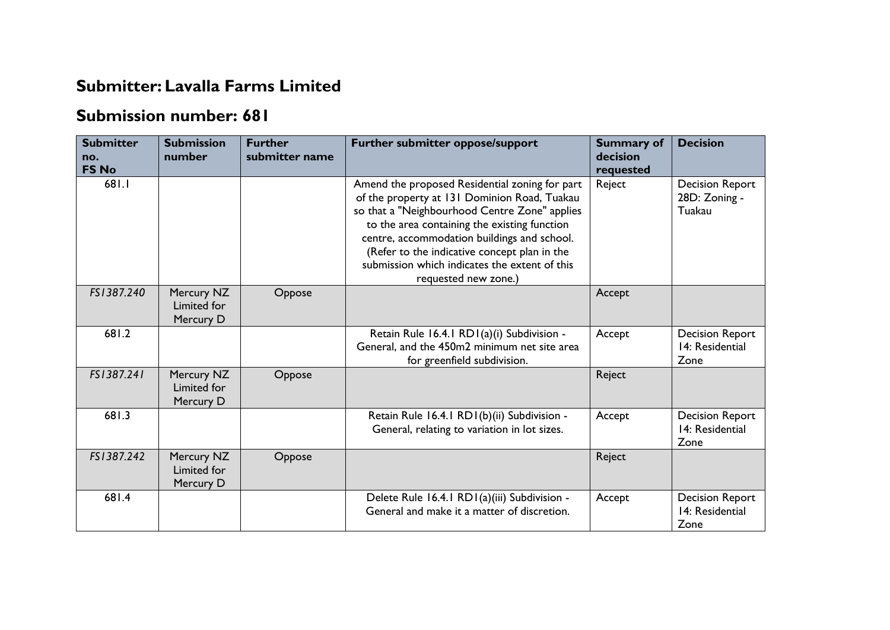## Submitter: Lavalla Farms Limited

## Submission number: 681

| Submitter no. FS No | Submission number | Further submitter name | Further submitter oppose/support | Summary of decision requested | Decision |
|---|---|---|---|---|---|
| 681.1 | | | Amend the proposed Residential zoning for part of the property at 131 Dominion Road, Tuakau so that a "Neighbourhood Centre Zone" applies to the area containing the existing function centre, accommodation buildings and school. (Refer to the indicative concept plan in the submission which indicates the extent of this requested new zone.) | Reject | Decision Report 28D: Zoning - Tuakau |
| *FS1387.240* | Mercury NZ Limited for Mercury D | Oppose | | Accept | |
| 681.2 | | | Retain Rule 16.4.1 RD1(a)(i) Subdivision - General, and the 450m2 minimum net site area for greenfield subdivision. | Accept | Decision Report 14: Residential Zone |
| *FS1387.241* | Mercury NZ Limited for Mercury D | Oppose | | Reject | |
| 681.3 | | | Retain Rule 16.4.1 RD1(b)(ii) Subdivision - General, relating to variation in lot sizes. | Accept | Decision Report 14: Residential Zone |
| *FS1387.242* | Mercury NZ Limited for Mercury D | Oppose | | Reject | |
| 681.4 | | | Delete Rule 16.4.1 RD1(a)(iii) Subdivision - General and make it a matter of discretion. | Accept | Decision Report 14: Residential Zone |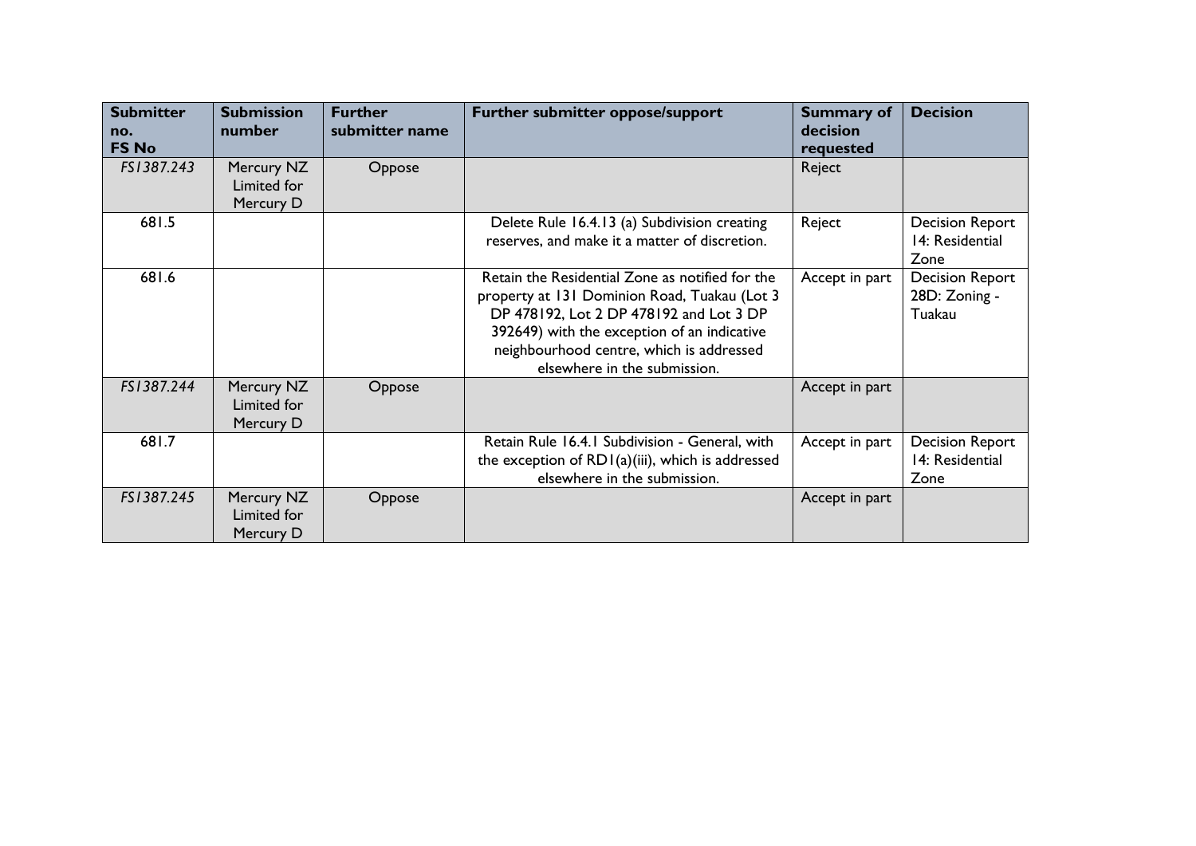| Submitter no. FS No | Submission number | Further submitter name | Further submitter oppose/support | Summary of decision requested | Decision |
|---|---|---|---|---|---|
| *FS1387.243* | Mercury NZ Limited for Mercury D | Oppose | | Reject | |
| 681.5 | | | Delete Rule 16.4.13 (a) Subdivision creating reserves, and make it a matter of discretion. | Reject | Decision Report 14: Residential Zone |
| 681.6 | | | Retain the Residential Zone as notified for the property at 131 Dominion Road, Tuakau (Lot 3 DP 478192, Lot 2 DP 478192 and Lot 3 DP 392649) with the exception of an indicative neighbourhood centre, which is addressed elsewhere in the submission. | Accept in part | Decision Report 28D: Zoning - Tuakau |
| *FS1387.244* | Mercury NZ Limited for Mercury D | Oppose | | Accept in part | |
| 681.7 | | | Retain Rule 16.4.1 Subdivision - General, with the exception of RD1(a)(iii), which is addressed elsewhere in the submission. | Accept in part | Decision Report 14: Residential Zone |
| *FS1387.245* | Mercury NZ Limited for Mercury D | Oppose | | Accept in part | |